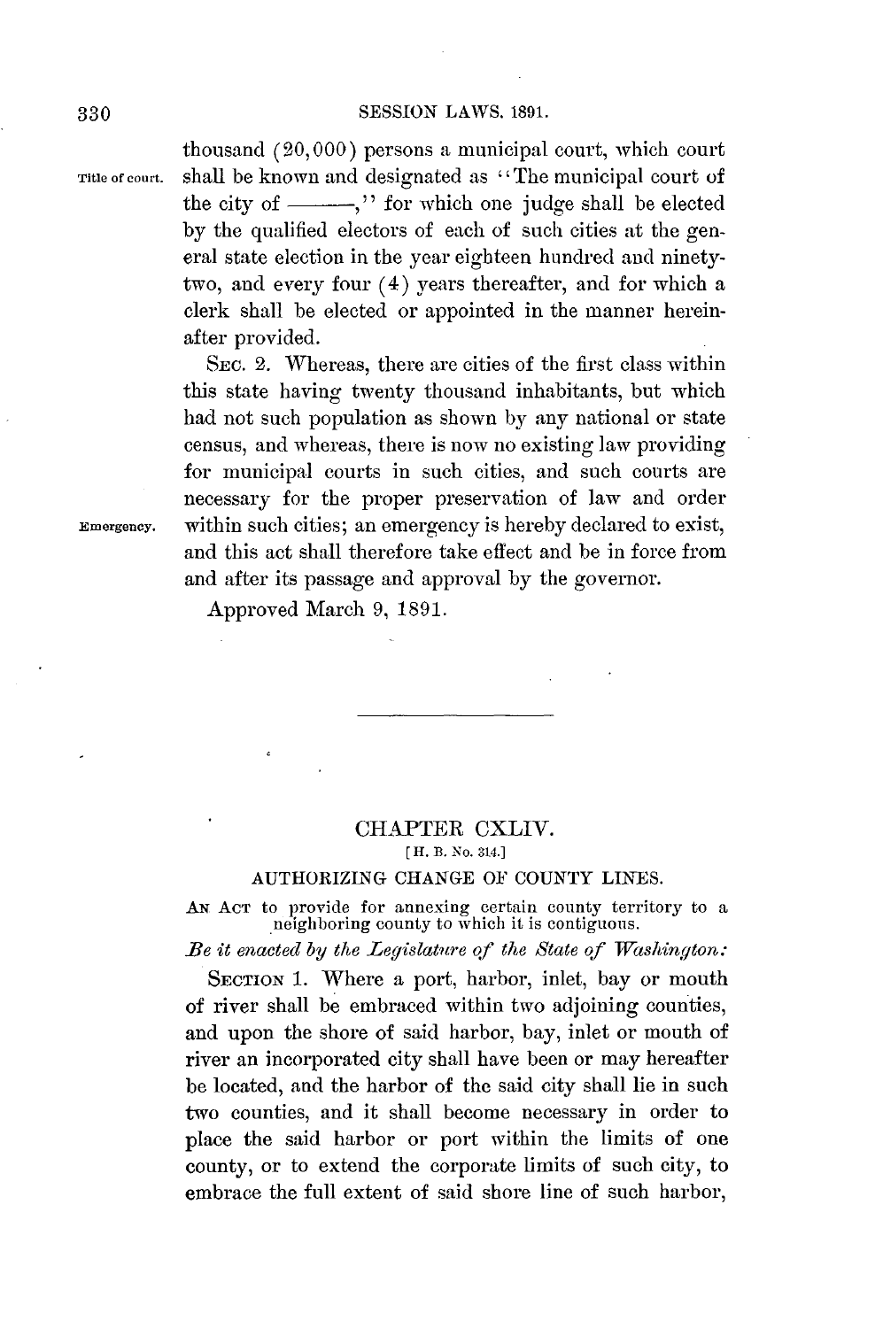thousand (20,000) persons a municipal court, which court shall be known and designated as "The municipal court of the city of ———," for which one judge shall be elected by the qualified electors of each of such cities at the general state election in the year eighteen hundred and ninety-two, and every four (4) years thereafter, and for which a clerk shall be elected or appointed in the manner hereinafter provided.

Title of court.

SEC. 2. Whereas, there are cities of the first class within this state having twenty thousand inhabitants, but which had not such population as shown by any national or state census, and whereas, there is now no existing law providing for municipal courts in such cities, and such courts are necessary for the proper preservation of law and order within such cities; an emergency is hereby declared to exist, and this act shall therefore take effect and be in force from and after its passage and approval by the governor.

Emergency.

Approved March 9, 1891.

---

## CHAPTER CXLIV.

[H. B. No. 314.]

### AUTHORIZING CHANGE OF COUNTY LINES.

AN ACT to provide for annexing certain county territory to a neighboring county to which it is contiguous.

*Be it enacted by the Legislature of the State of Washington:*

SECTION 1. Where a port, harbor, inlet, bay or mouth of river shall be embraced within two adjoining counties, and upon the shore of said harbor, bay, inlet or mouth of river an incorporated city shall have been or may hereafter be located, and the harbor of the said city shall lie in such two counties, and it shall become necessary in order to place the said harbor or port within the limits of one county, or to extend the corporate limits of such city, to embrace the full extent of said shore line of such harbor,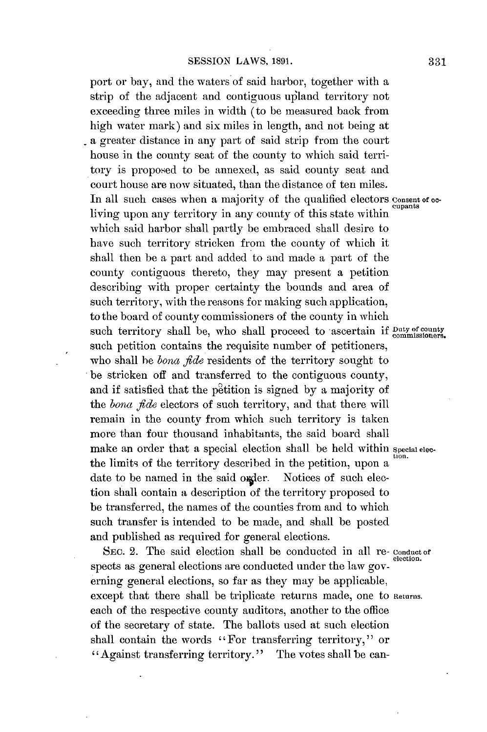port or bay, and the waters of said harbor, together with a strip of the adjacent and contiguous upland territory not exceeding three miles in width (to be measured back from high water mark) and six miles in length, and not being at a greater distance in any part of said strip from the court house in the county seat of the county to which said territory is proposed to be annexed, as said county seat and court house are now situated, than the distance of ten miles. In all such cases when a majority of the qualified electors living upon any territory in any county of this state within which said harbor shall partly be embraced shall desire to have such territory stricken from the county of which it shall then be a part and added to and made a part of the county contiguous thereto, they may present a petition describing with proper certainty the bounds and area of such territory, with the reasons for making such application, to the board of county commissioners of the county in which such territory shall be, who shall proceed to ascertain if such petition contains the requisite number of petitioners, who shall be *bona fide* residents of the territory sought to be stricken off and transferred to the contiguous county, and if satisfied that the petition is signed by a majority of the *bona fide* electors of such territory, and that there will remain in the county from which such territory is taken more than four thousand inhabitants, the said board shall make an order that a special election shall be held within the limits of the territory described in the petition, upon a date to be named in the said order. Notices of such election shall contain a description of the territory proposed to be transferred, the names of the counties from and to which such transfer is intended to be made, and shall be posted and published as required for general elections.

Consent of occupants

Duty of county commissioners.

Special election.

SEC. 2. The said election shall be conducted in all respects as general elections are conducted under the law governing general elections, so far as they may be applicable, except that there shall be triplicate returns made, one to each of the respective county auditors, another to the office of the secretary of state. The ballots used at such election shall contain the words "For transferring territory," or "Against transferring territory." The votes shall be can-

Conduct of election.

Returns.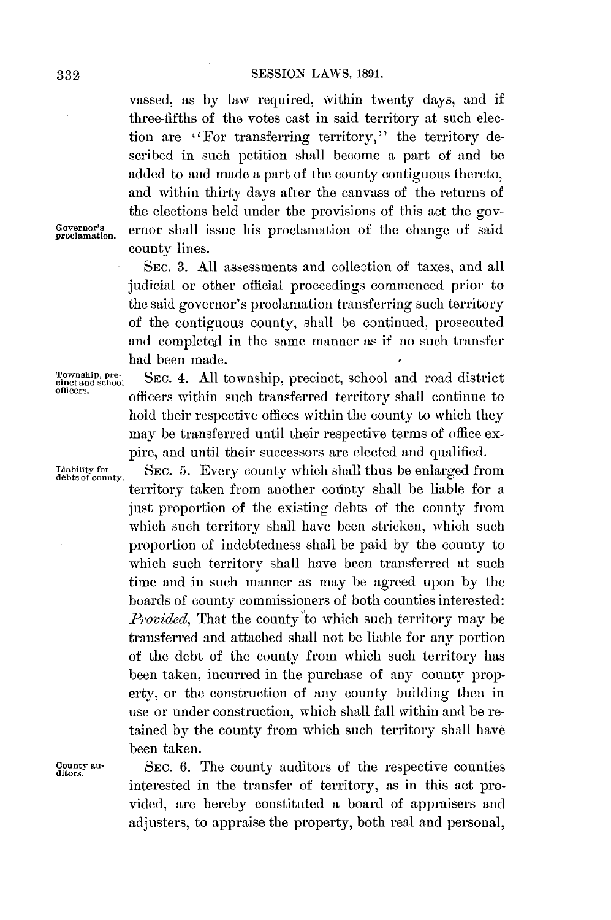vassed, as by law required, within twenty days, and if three-fifths of the votes cast in said territory at such election are "For transferring territory," the territory described in such petition shall become a part of and be added to and made a part of the county contiguous thereto, and within thirty days after the canvass of the returns of the elections held under the provisions of this act the governor shall issue his proclamation of the change of said county lines.

Governor's proclamation.

SEC. 3. All assessments and collection of taxes, and all judicial or other official proceedings commenced prior to the said governor's proclamation transferring such territory of the contiguous county, shall be continued, prosecuted and completed in the same manner as if no such transfer had been made.

Township, precinct and school officers.

SEC. 4. All township, precinct, school and road district officers within such transferred territory shall continue to hold their respective offices within the county to which they may be transferred until their respective terms of office expire, and until their successors are elected and qualified.

Liability for debts of county.

SEC. 5. Every county which shall thus be enlarged from territory taken from another county shall be liable for a just proportion of the existing debts of the county from which such territory shall have been stricken, which such proportion of indebtedness shall be paid by the county to which such territory shall have been transferred at such time and in such manner as may be agreed upon by the boards of county commissioners of both counties interested: *Provided*, That the county to which such territory may be transferred and attached shall not be liable for any portion of the debt of the county from which such territory has been taken, incurred in the purchase of any county property, or the construction of any county building then in use or under construction, which shall fall within and be retained by the county from which such territory shall have been taken.

County auditors.

SEC. 6. The county auditors of the respective counties interested in the transfer of territory, as in this act provided, are hereby constituted a board of appraisers and adjusters, to appraise the property, both real and personal,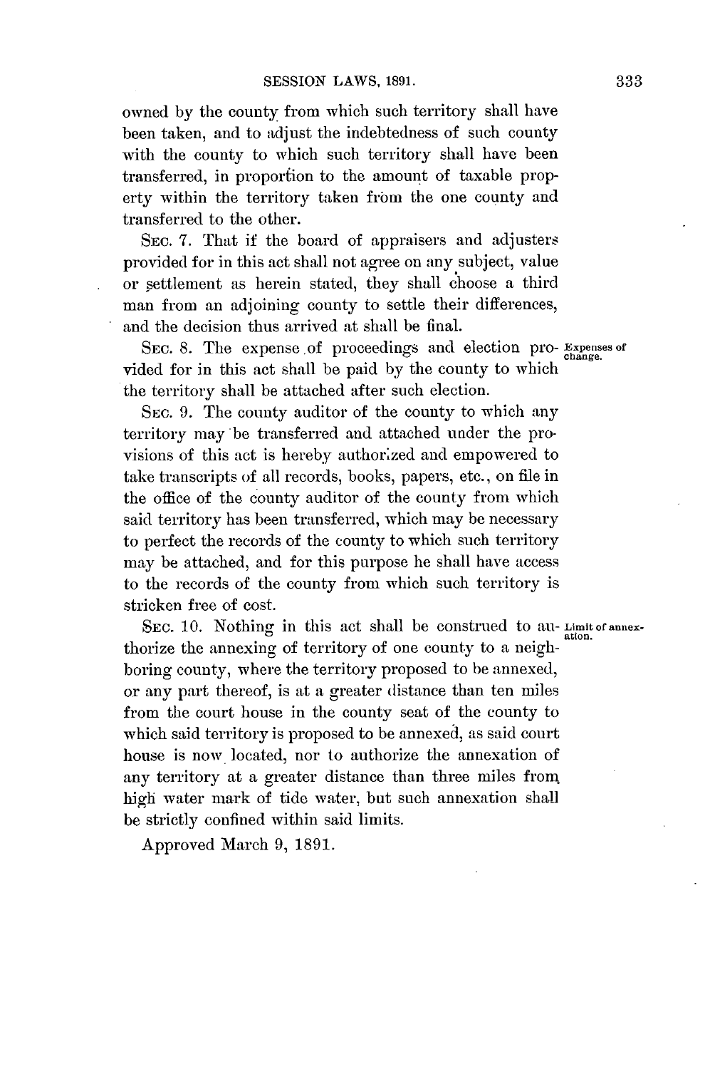owned by the county from which such territory shall have been taken, and to adjust the indebtedness of such county with the county to which such territory shall have been transferred, in proportion to the amount of taxable property within the territory taken from the one county and transferred to the other.

SEC. 7. That if the board of appraisers and adjusters provided for in this act shall not agree on any subject, value or settlement as herein stated, they shall choose a third man from an adjoining county to settle their differences, and the decision thus arrived at shall be final.

*Expenses of change.*

SEC. 8. The expense of proceedings and election provided for in this act shall be paid by the county to which the territory shall be attached after such election.

SEC. 9. The county auditor of the county to which any territory may be transferred and attached under the provisions of this act is hereby authorized and empowered to take transcripts of all records, books, papers, etc., on file in the office of the county auditor of the county from which said territory has been transferred, which may be necessary to perfect the records of the county to which such territory may be attached, and for this purpose he shall have access to the records of the county from which such territory is stricken free of cost.

*Limit of annexation.*

SEC. 10. Nothing in this act shall be construed to authorize the annexing of territory of one county to a neighboring county, where the territory proposed to be annexed, or any part thereof, is at a greater distance than ten miles from the court house in the county seat of the county to which said territory is proposed to be annexed, as said court house is now located, nor to authorize the annexation of any territory at a greater distance than three miles from high water mark of tide water, but such annexation shall be strictly confined within said limits.

Approved March 9, 1891.